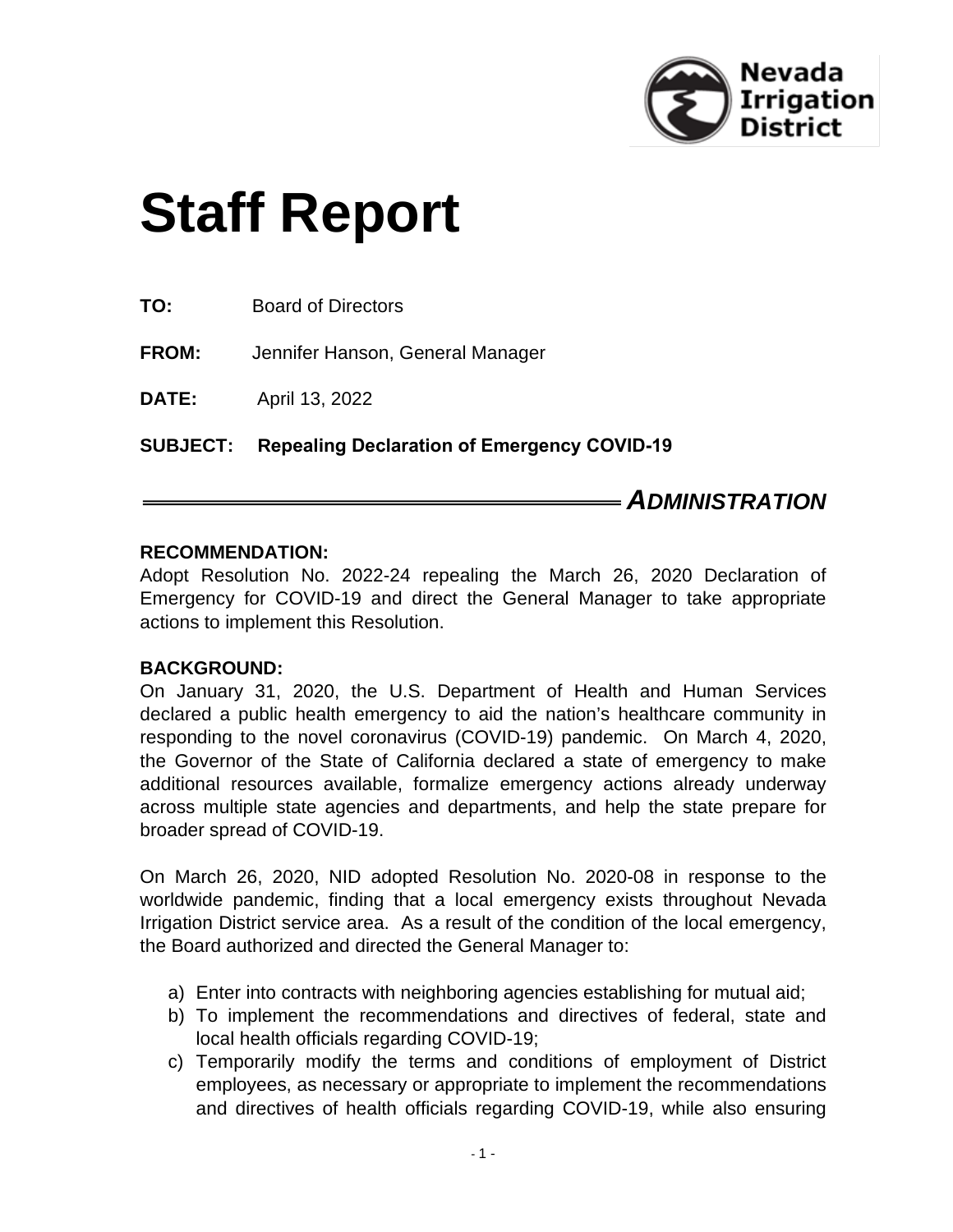Nevada Irrigation District

# Staff Report

**TO:** Board of Directors

**FROM:** Jennifer Hanson, General Manager

**DATE:** April 13, 2022

**SUBJECT: Repealing Declaration of Emergency COVID-19**

***ADMINISTRATION***

**RECOMMENDATION:**
Adopt Resolution No. 2022-24 repealing the March 26, 2020 Declaration of Emergency for COVID-19 and direct the General Manager to take appropriate actions to implement this Resolution.

**BACKGROUND:**
On January 31, 2020, the U.S. Department of Health and Human Services declared a public health emergency to aid the nation's healthcare community in responding to the novel coronavirus (COVID-19) pandemic. On March 4, 2020, the Governor of the State of California declared a state of emergency to make additional resources available, formalize emergency actions already underway across multiple state agencies and departments, and help the state prepare for broader spread of COVID-19.

On March 26, 2020, NID adopted Resolution No. 2020-08 in response to the worldwide pandemic, finding that a local emergency exists throughout Nevada Irrigation District service area. As a result of the condition of the local emergency, the Board authorized and directed the General Manager to:

a) Enter into contracts with neighboring agencies establishing for mutual aid;
b) To implement the recommendations and directives of federal, state and local health officials regarding COVID-19;
c) Temporarily modify the terms and conditions of employment of District employees, as necessary or appropriate to implement the recommendations and directives of health officials regarding COVID-19, while also ensuring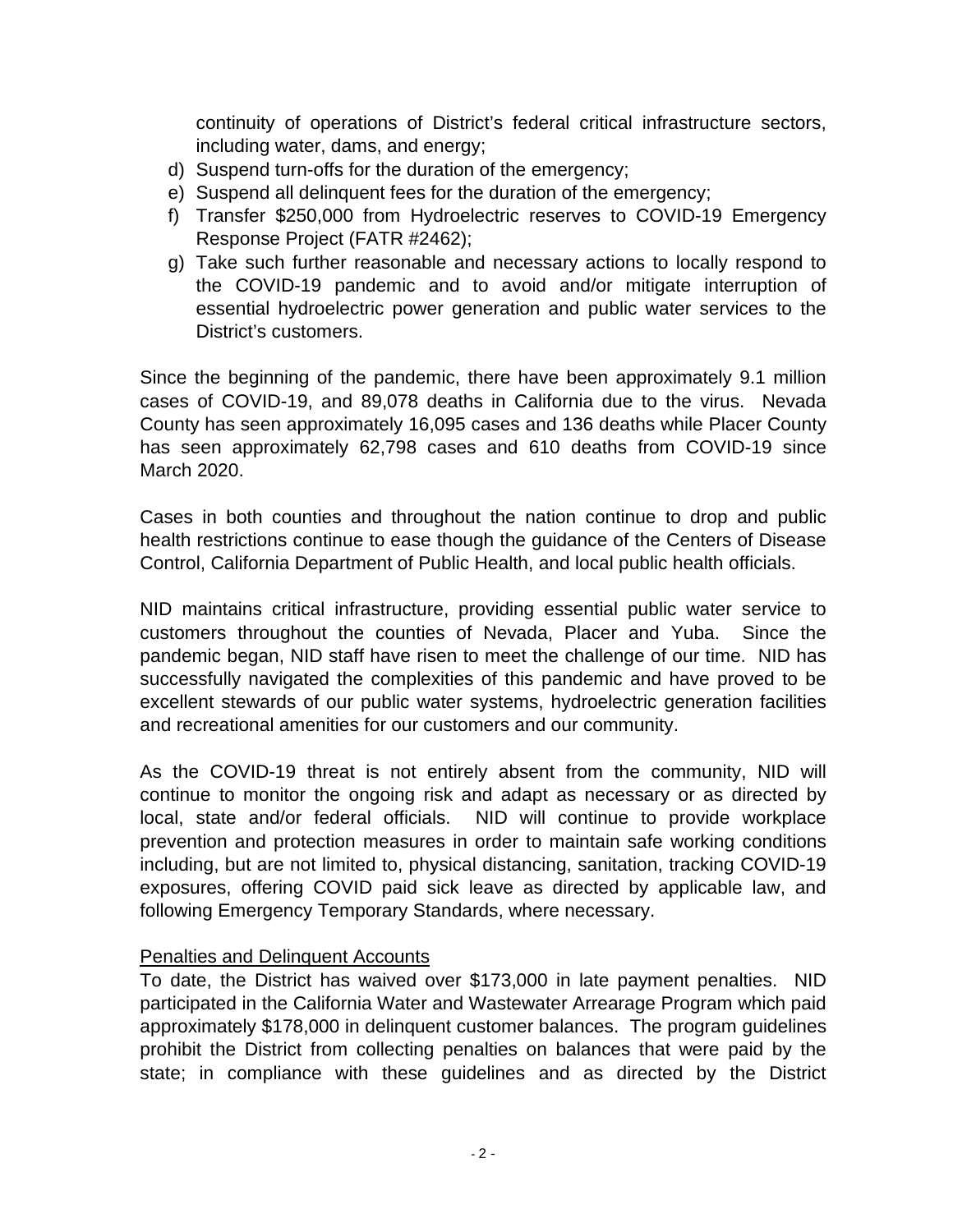continuity of operations of District's federal critical infrastructure sectors, including water, dams, and energy;

d) Suspend turn-offs for the duration of the emergency;
e) Suspend all delinquent fees for the duration of the emergency;
f) Transfer $250,000 from Hydroelectric reserves to COVID-19 Emergency Response Project (FATR #2462);
g) Take such further reasonable and necessary actions to locally respond to the COVID-19 pandemic and to avoid and/or mitigate interruption of essential hydroelectric power generation and public water services to the District's customers.

Since the beginning of the pandemic, there have been approximately 9.1 million cases of COVID-19, and 89,078 deaths in California due to the virus. Nevada County has seen approximately 16,095 cases and 136 deaths while Placer County has seen approximately 62,798 cases and 610 deaths from COVID-19 since March 2020.

Cases in both counties and throughout the nation continue to drop and public health restrictions continue to ease though the guidance of the Centers of Disease Control, California Department of Public Health, and local public health officials.

NID maintains critical infrastructure, providing essential public water service to customers throughout the counties of Nevada, Placer and Yuba. Since the pandemic began, NID staff have risen to meet the challenge of our time. NID has successfully navigated the complexities of this pandemic and have proved to be excellent stewards of our public water systems, hydroelectric generation facilities and recreational amenities for our customers and our community.

As the COVID-19 threat is not entirely absent from the community, NID will continue to monitor the ongoing risk and adapt as necessary or as directed by local, state and/or federal officials. NID will continue to provide workplace prevention and protection measures in order to maintain safe working conditions including, but are not limited to, physical distancing, sanitation, tracking COVID-19 exposures, offering COVID paid sick leave as directed by applicable law, and following Emergency Temporary Standards, where necessary.

Penalties and Delinquent Accounts

To date, the District has waived over $173,000 in late payment penalties. NID participated in the California Water and Wastewater Arrearage Program which paid approximately $178,000 in delinquent customer balances. The program guidelines prohibit the District from collecting penalties on balances that were paid by the state; in compliance with these guidelines and as directed by the District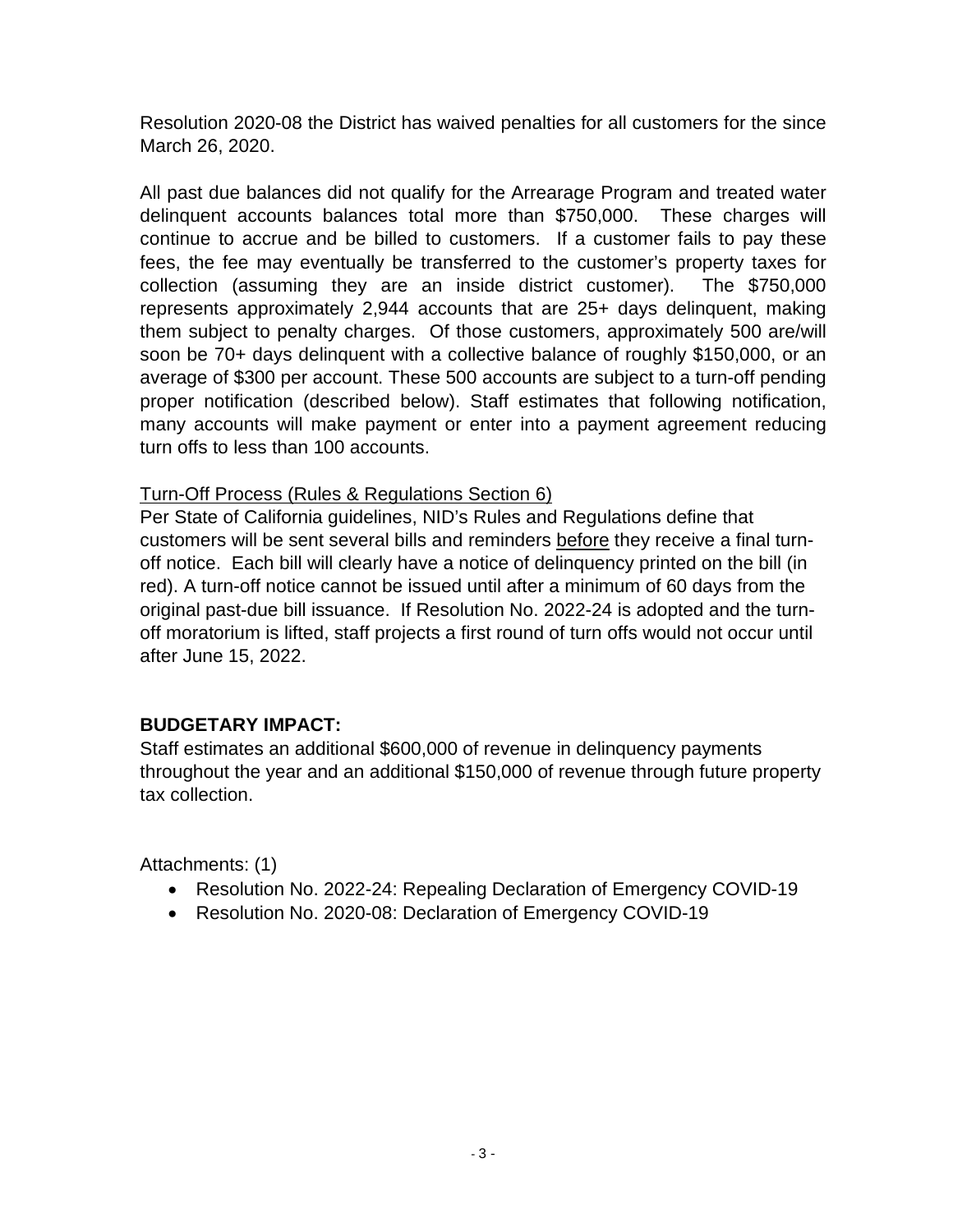Resolution 2020-08 the District has waived penalties for all customers for the since March 26, 2020.

All past due balances did not qualify for the Arrearage Program and treated water delinquent accounts balances total more than $750,000. These charges will continue to accrue and be billed to customers. If a customer fails to pay these fees, the fee may eventually be transferred to the customer's property taxes for collection (assuming they are an inside district customer). The $750,000 represents approximately 2,944 accounts that are 25+ days delinquent, making them subject to penalty charges. Of those customers, approximately 500 are/will soon be 70+ days delinquent with a collective balance of roughly $150,000, or an average of $300 per account. These 500 accounts are subject to a turn-off pending proper notification (described below). Staff estimates that following notification, many accounts will make payment or enter into a payment agreement reducing turn offs to less than 100 accounts.

<u>Turn-Off Process (Rules & Regulations Section 6)</u>

Per State of California guidelines, NID's Rules and Regulations define that customers will be sent several bills and reminders <u>before</u> they receive a final turn-off notice. Each bill will clearly have a notice of delinquency printed on the bill (in red). A turn-off notice cannot be issued until after a minimum of 60 days from the original past-due bill issuance. If Resolution No. 2022-24 is adopted and the turn-off moratorium is lifted, staff projects a first round of turn offs would not occur until after June 15, 2022.

**BUDGETARY IMPACT:**

Staff estimates an additional $600,000 of revenue in delinquency payments throughout the year and an additional $150,000 of revenue through future property tax collection.

Attachments: (1)

- Resolution No. 2022-24: Repealing Declaration of Emergency COVID-19
- Resolution No. 2020-08: Declaration of Emergency COVID-19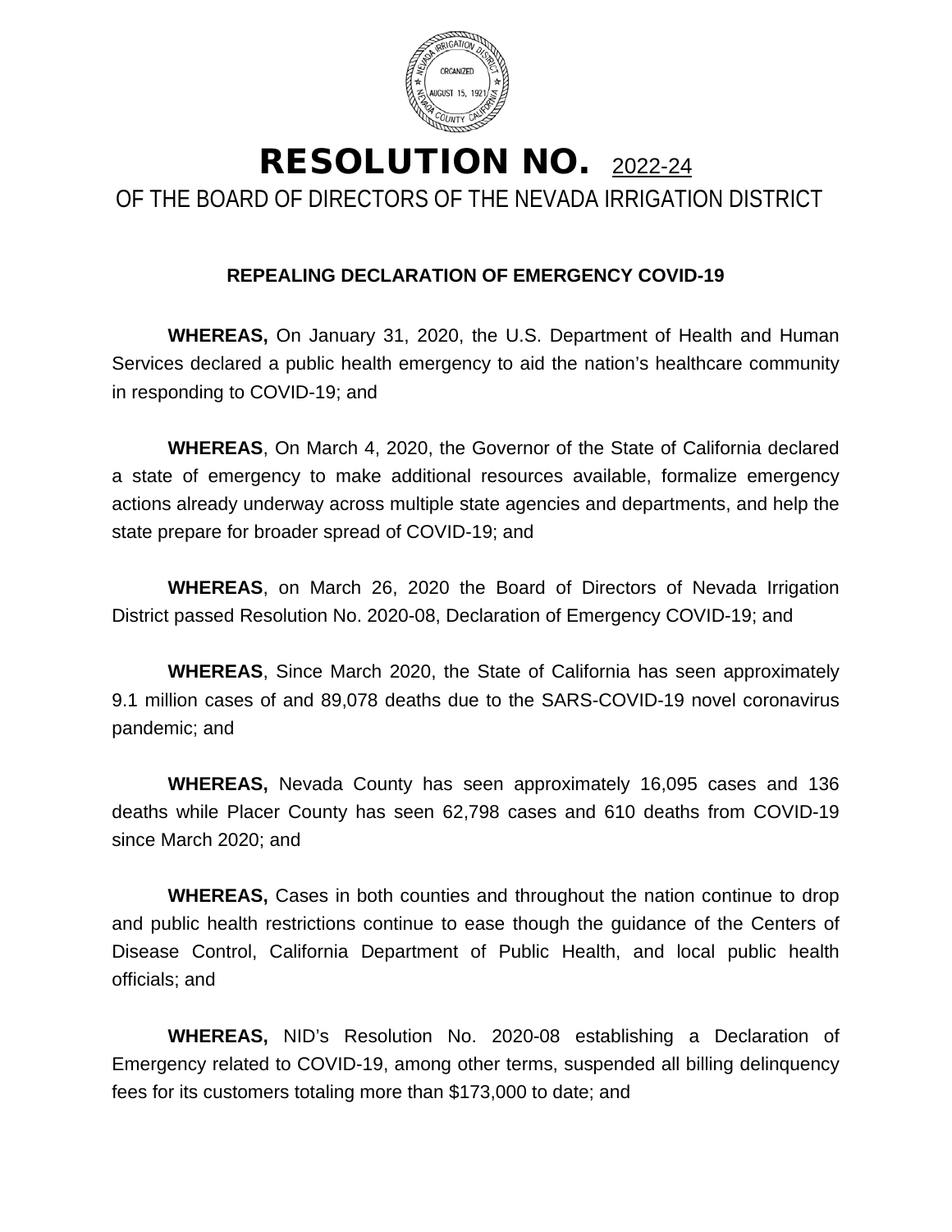# RESOLUTION NO. 2022-24

## OF THE BOARD OF DIRECTORS OF THE NEVADA IRRIGATION DISTRICT

**REPEALING DECLARATION OF EMERGENCY COVID-19**

**WHEREAS,** On January 31, 2020, the U.S. Department of Health and Human Services declared a public health emergency to aid the nation's healthcare community in responding to COVID-19; and

**WHEREAS**, On March 4, 2020, the Governor of the State of California declared a state of emergency to make additional resources available, formalize emergency actions already underway across multiple state agencies and departments, and help the state prepare for broader spread of COVID-19; and

**WHEREAS**, on March 26, 2020 the Board of Directors of Nevada Irrigation District passed Resolution No. 2020-08, Declaration of Emergency COVID-19; and

**WHEREAS**, Since March 2020, the State of California has seen approximately 9.1 million cases of and 89,078 deaths due to the SARS-COVID-19 novel coronavirus pandemic; and

**WHEREAS,** Nevada County has seen approximately 16,095 cases and 136 deaths while Placer County has seen 62,798 cases and 610 deaths from COVID-19 since March 2020; and

**WHEREAS,** Cases in both counties and throughout the nation continue to drop and public health restrictions continue to ease though the guidance of the Centers of Disease Control, California Department of Public Health, and local public health officials; and

**WHEREAS,** NID's Resolution No. 2020-08 establishing a Declaration of Emergency related to COVID-19, among other terms, suspended all billing delinquency fees for its customers totaling more than $173,000 to date; and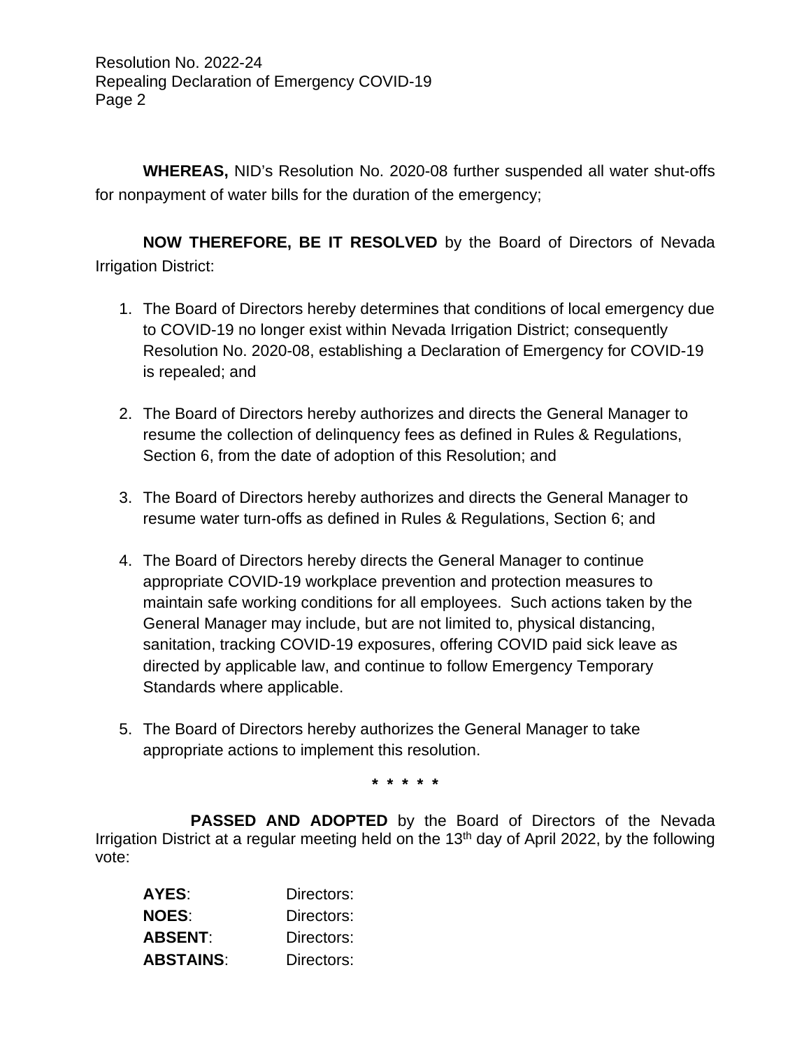**WHEREAS,** NID's Resolution No. 2020-08 further suspended all water shut-offs for nonpayment of water bills for the duration of the emergency;

**NOW THEREFORE, BE IT RESOLVED** by the Board of Directors of Nevada Irrigation District:

1. The Board of Directors hereby determines that conditions of local emergency due to COVID-19 no longer exist within Nevada Irrigation District; consequently Resolution No. 2020-08, establishing a Declaration of Emergency for COVID-19 is repealed; and

2. The Board of Directors hereby authorizes and directs the General Manager to resume the collection of delinquency fees as defined in Rules & Regulations, Section 6, from the date of adoption of this Resolution; and

3. The Board of Directors hereby authorizes and directs the General Manager to resume water turn-offs as defined in Rules & Regulations, Section 6; and

4. The Board of Directors hereby directs the General Manager to continue appropriate COVID-19 workplace prevention and protection measures to maintain safe working conditions for all employees. Such actions taken by the General Manager may include, but are not limited to, physical distancing, sanitation, tracking COVID-19 exposures, offering COVID paid sick leave as directed by applicable law, and continue to follow Emergency Temporary Standards where applicable.

5. The Board of Directors hereby authorizes the General Manager to take appropriate actions to implement this resolution.

\* \* \* \* \*

**PASSED AND ADOPTED** by the Board of Directors of the Nevada Irrigation District at a regular meeting held on the 13th day of April 2022, by the following vote:

**AYES**: Directors:
**NOES**: Directors:
**ABSENT**: Directors:
**ABSTAINS**: Directors: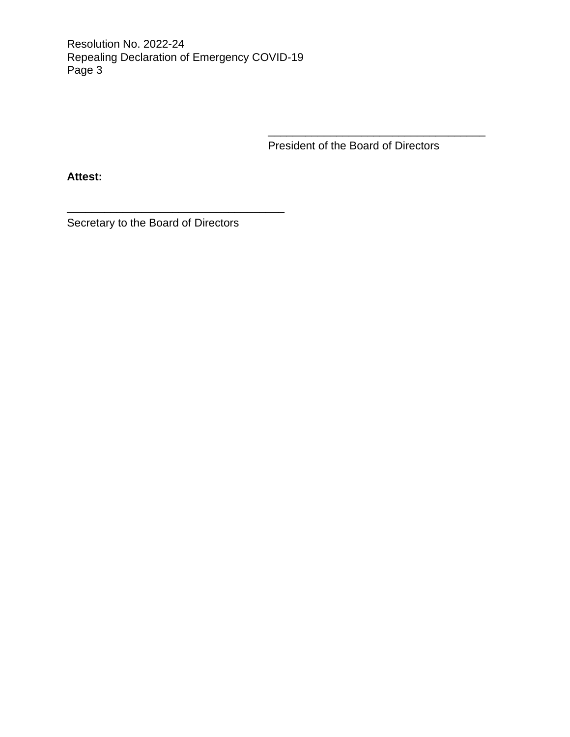\_\_\_\_\_\_\_\_\_\_\_\_\_\_\_\_\_\_\_\_\_\_\_\_\_\_\_\_\_\_\_\_\_\_\_
President of the Board of Directors

**Attest:**

\_\_\_\_\_\_\_\_\_\_\_\_\_\_\_\_\_\_\_\_\_\_\_\_\_\_\_\_\_\_\_\_\_\_\_
Secretary to the Board of Directors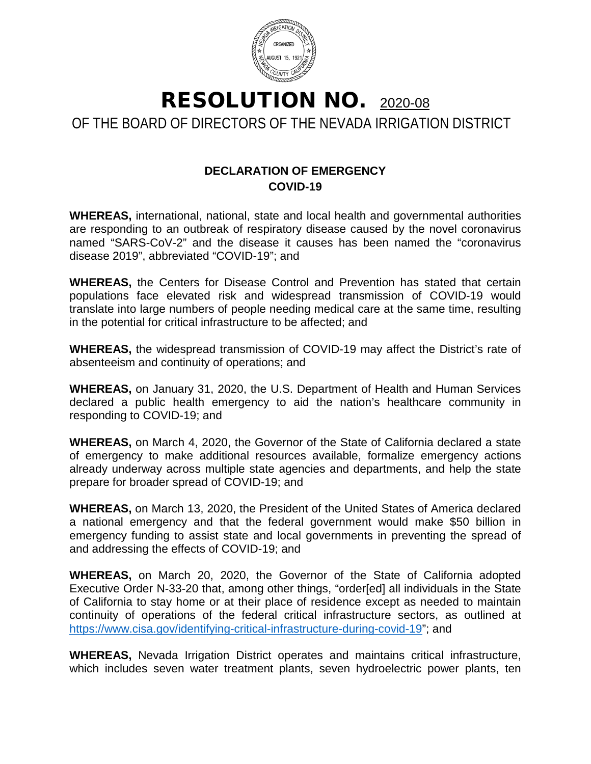# RESOLUTION NO. 2020-08

## OF THE BOARD OF DIRECTORS OF THE NEVADA IRRIGATION DISTRICT

### DECLARATION OF EMERGENCY
### COVID-19

**WHEREAS,** international, national, state and local health and governmental authorities are responding to an outbreak of respiratory disease caused by the novel coronavirus named "SARS-CoV-2" and the disease it causes has been named the "coronavirus disease 2019", abbreviated "COVID-19"; and

**WHEREAS,** the Centers for Disease Control and Prevention has stated that certain populations face elevated risk and widespread transmission of COVID-19 would translate into large numbers of people needing medical care at the same time, resulting in the potential for critical infrastructure to be affected; and

**WHEREAS,** the widespread transmission of COVID-19 may affect the District's rate of absenteeism and continuity of operations; and

**WHEREAS,** on January 31, 2020, the U.S. Department of Health and Human Services declared a public health emergency to aid the nation's healthcare community in responding to COVID-19; and

**WHEREAS,** on March 4, 2020, the Governor of the State of California declared a state of emergency to make additional resources available, formalize emergency actions already underway across multiple state agencies and departments, and help the state prepare for broader spread of COVID-19; and

**WHEREAS,** on March 13, 2020, the President of the United States of America declared a national emergency and that the federal government would make $50 billion in emergency funding to assist state and local governments in preventing the spread of and addressing the effects of COVID-19; and

**WHEREAS,** on March 20, 2020, the Governor of the State of California adopted Executive Order N-33-20 that, among other things, "order[ed] all individuals in the State of California to stay home or at their place of residence except as needed to maintain continuity of operations of the federal critical infrastructure sectors, as outlined at https://www.cisa.gov/identifying-critical-infrastructure-during-covid-19"; and

**WHEREAS,** Nevada Irrigation District operates and maintains critical infrastructure, which includes seven water treatment plants, seven hydroelectric power plants, ten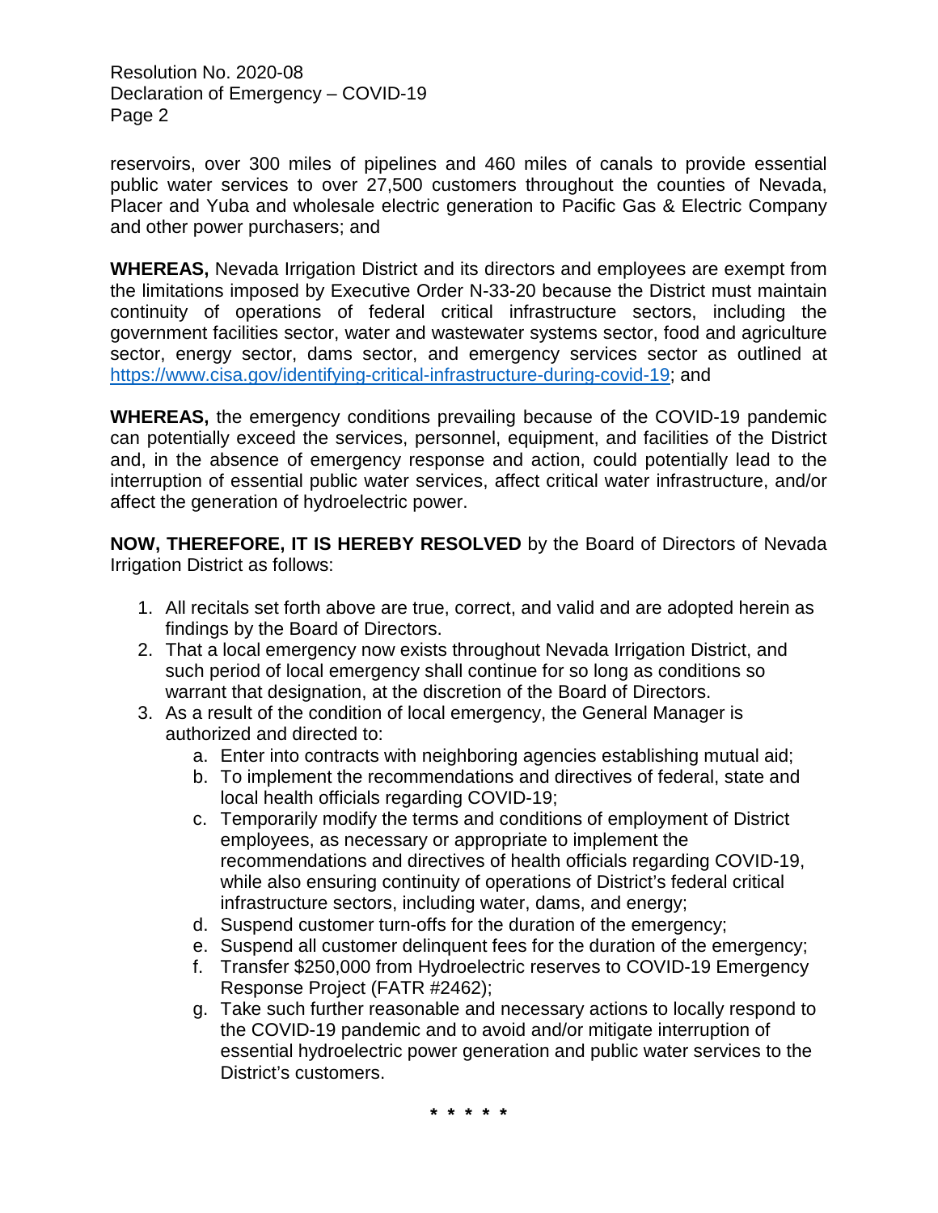reservoirs, over 300 miles of pipelines and 460 miles of canals to provide essential public water services to over 27,500 customers throughout the counties of Nevada, Placer and Yuba and wholesale electric generation to Pacific Gas & Electric Company and other power purchasers; and

**WHEREAS,** Nevada Irrigation District and its directors and employees are exempt from the limitations imposed by Executive Order N-33-20 because the District must maintain continuity of operations of federal critical infrastructure sectors, including the government facilities sector, water and wastewater systems sector, food and agriculture sector, energy sector, dams sector, and emergency services sector as outlined at [https://www.cisa.gov/identifying-critical-infrastructure-during-covid-19](https://www.cisa.gov/identifying-critical-infrastructure-during-covid-19); and

**WHEREAS,** the emergency conditions prevailing because of the COVID-19 pandemic can potentially exceed the services, personnel, equipment, and facilities of the District and, in the absence of emergency response and action, could potentially lead to the interruption of essential public water services, affect critical water infrastructure, and/or affect the generation of hydroelectric power.

**NOW, THEREFORE, IT IS HEREBY RESOLVED** by the Board of Directors of Nevada Irrigation District as follows:

1. All recitals set forth above are true, correct, and valid and are adopted herein as findings by the Board of Directors.
2. That a local emergency now exists throughout Nevada Irrigation District, and such period of local emergency shall continue for so long as conditions so warrant that designation, at the discretion of the Board of Directors.
3. As a result of the condition of local emergency, the General Manager is authorized and directed to:
    a. Enter into contracts with neighboring agencies establishing mutual aid;
    b. To implement the recommendations and directives of federal, state and local health officials regarding COVID-19;
    c. Temporarily modify the terms and conditions of employment of District employees, as necessary or appropriate to implement the recommendations and directives of health officials regarding COVID-19, while also ensuring continuity of operations of District's federal critical infrastructure sectors, including water, dams, and energy;
    d. Suspend customer turn-offs for the duration of the emergency;
    e. Suspend all customer delinquent fees for the duration of the emergency;
    f. Transfer $250,000 from Hydroelectric reserves to COVID-19 Emergency Response Project (FATR #2462);
    g. Take such further reasonable and necessary actions to locally respond to the COVID-19 pandemic and to avoid and/or mitigate interruption of essential hydroelectric power generation and public water services to the District's customers.

\* \* \* \* \*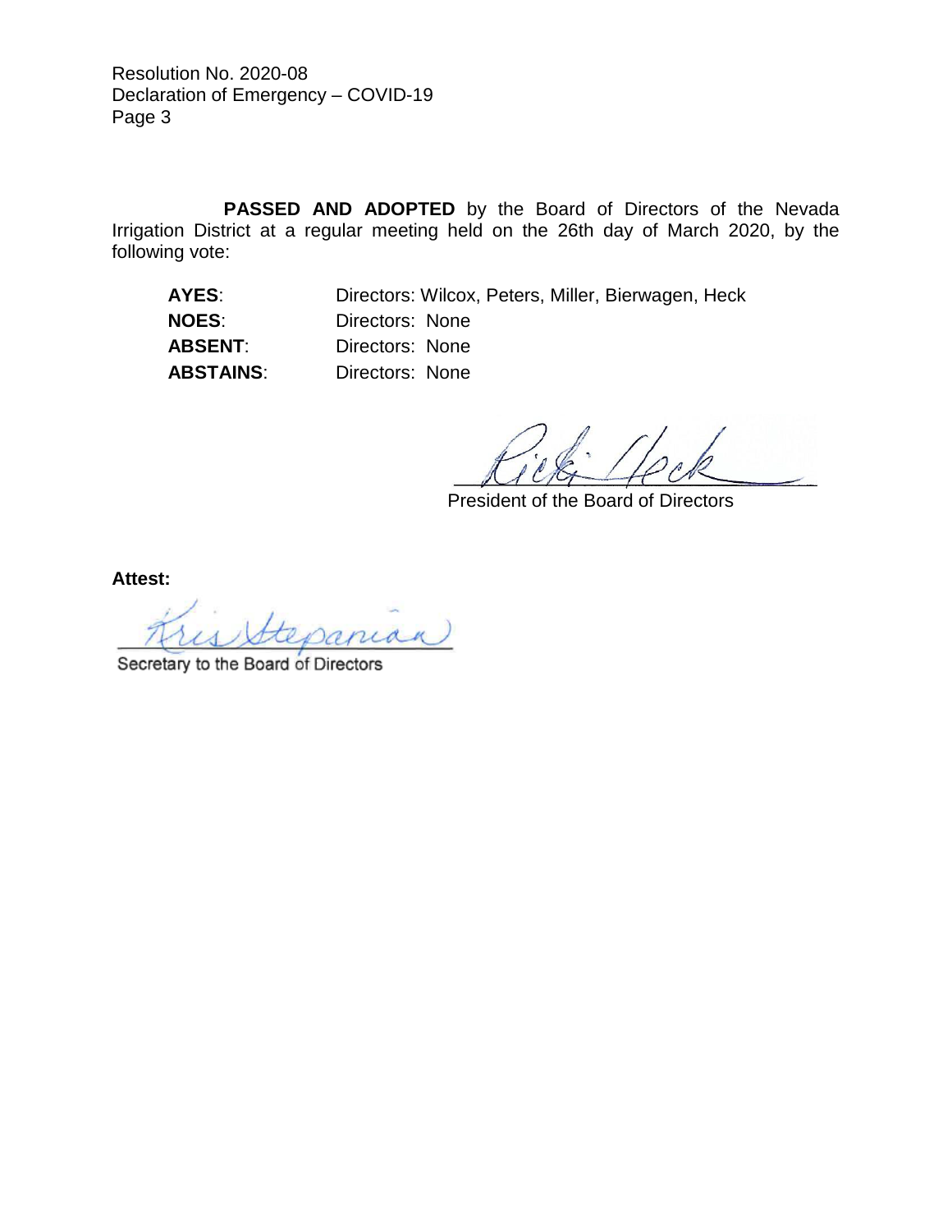**PASSED AND ADOPTED** by the Board of Directors of the Nevada Irrigation District at a regular meeting held on the 26th day of March 2020, by the following vote:

| | |
|---|---|
| **AYES**: | Directors: Wilcox, Peters, Miller, Bierwagen, Heck |
| **NOES**: | Directors: None |
| **ABSENT**: | Directors: None |
| **ABSTAINS**: | Directors: None |

Ricki Heck

President of the Board of Directors

**Attest:**

Kris Stepanian

Secretary to the Board of Directors